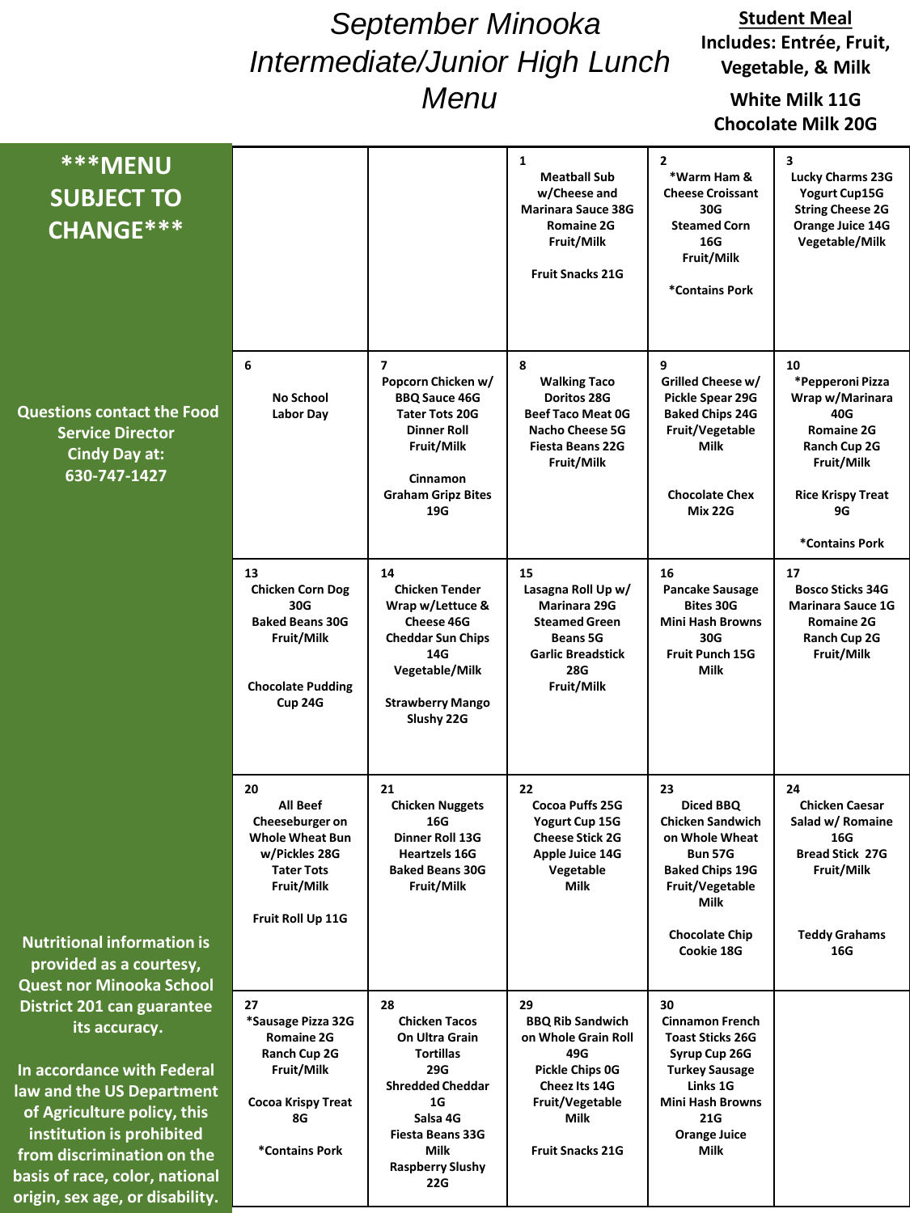# September Minooka Intermediate/Junior High Lunch Menu

**Student Meal**
**Includes: Entrée, Fruit, Vegetable, & Milk**

**White Milk 11G**
**Chocolate Milk 20G**

**\*\*\*MENU SUBJECT TO CHANGE\*\*\***

**Questions contact the Food Service Director Cindy Day at: 630-747-1427**

| Monday | Tuesday | Wednesday | Thursday | Friday |
|---|---|---|---|---|
| | | **1** Meatball Sub w/Cheese and Marinara Sauce 38G<br>Romaine 2G<br>Fruit/Milk<br><br>Fruit Snacks 21G | **2** *Warm Ham & Cheese Croissant 30G<br>Steamed Corn 16G<br>Fruit/Milk<br><br>*Contains Pork | **3** Lucky Charms 23G<br>Yogurt Cup15G<br>String Cheese 2G<br>Orange Juice 14G<br>Vegetable/Milk |
| **6** No School<br>Labor Day | **7** Popcorn Chicken w/ BBQ Sauce 46G<br>Tater Tots 20G<br>Dinner Roll<br>Fruit/Milk<br><br>Cinnamon Graham Gripz Bites 19G | **8** Walking Taco<br>Doritos 28G<br>Beef Taco Meat 0G<br>Nacho Cheese 5G<br>Fiesta Beans 22G<br>Fruit/Milk | **9** Grilled Cheese w/ Pickle Spear 29G<br>Baked Chips 24G<br>Fruit/Vegetable<br>Milk<br><br>Chocolate Chex Mix 22G | **10** *Pepperoni Pizza Wrap w/Marinara 40G<br>Romaine 2G<br>Ranch Cup 2G<br>Fruit/Milk<br><br>Rice Krispy Treat 9G<br><br>*Contains Pork |
| **13** Chicken Corn Dog 30G<br>Baked Beans 30G<br>Fruit/Milk<br><br>Chocolate Pudding Cup 24G | **14** Chicken Tender Wrap w/Lettuce & Cheese 46G<br>Cheddar Sun Chips 14G<br>Vegetable/Milk<br><br>Strawberry Mango Slushy 22G | **15** Lasagna Roll Up w/ Marinara 29G<br>Steamed Green Beans 5G<br>Garlic Breadstick 28G<br>Fruit/Milk | **16** Pancake Sausage Bites 30G<br>Mini Hash Browns 30G<br>Fruit Punch 15G<br>Milk | **17** Bosco Sticks 34G<br>Marinara Sauce 1G<br>Romaine 2G<br>Ranch Cup 2G<br>Fruit/Milk |
| **20** All Beef Cheeseburger on Whole Wheat Bun w/Pickles 28G<br>Tater Tots<br>Fruit/Milk<br><br>Fruit Roll Up 11G | **21** Chicken Nuggets 16G<br>Dinner Roll 13G<br>Heartzels 16G<br>Baked Beans 30G<br>Fruit/Milk | **22** Cocoa Puffs 25G<br>Yogurt Cup 15G<br>Cheese Stick 2G<br>Apple Juice 14G<br>Vegetable<br>Milk | **23** Diced BBQ Chicken Sandwich on Whole Wheat Bun 57G<br>Baked Chips 19G<br>Fruit/Vegetable<br>Milk<br><br>Chocolate Chip Cookie 18G | **24** Chicken Caesar Salad w/ Romaine 16G<br>Bread Stick 27G<br>Fruit/Milk<br><br>Teddy Grahams 16G |
| **27** *Sausage Pizza 32G<br>Romaine 2G<br>Ranch Cup 2G<br>Fruit/Milk<br><br>Cocoa Krispy Treat 8G<br><br>*Contains Pork | **28** Chicken Tacos On Ultra Grain Tortillas 29G<br>Shredded Cheddar 1G<br>Salsa 4G<br>Fiesta Beans 33G<br>Milk<br>Raspberry Slushy 22G | **29** BBQ Rib Sandwich on Whole Grain Roll 49G<br>Pickle Chips 0G<br>Cheez Its 14G<br>Fruit/Vegetable<br>Milk<br><br>Fruit Snacks 21G | **30** Cinnamon French Toast Sticks 26G<br>Syrup Cup 26G<br>Turkey Sausage Links 1G<br>Mini Hash Browns 21G<br>Orange Juice<br>Milk | |

**Nutritional information is provided as a courtesy, Quest nor Minooka School District 201 can guarantee its accuracy.**

**In accordance with Federal law and the US Department of Agriculture policy, this institution is prohibited from discrimination on the basis of race, color, national origin, sex age, or disability.**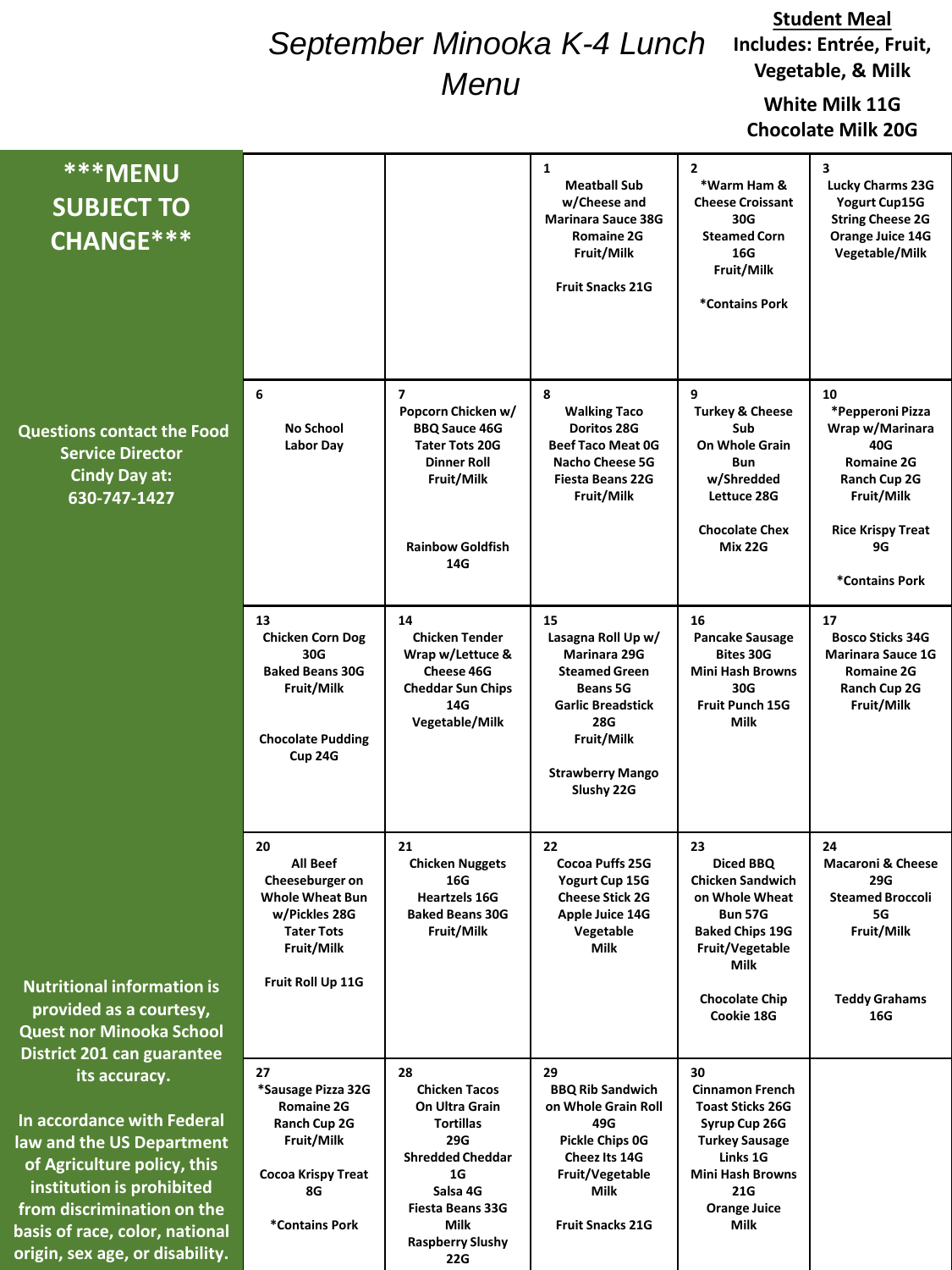# September Minooka K-4 Lunch Menu

**Student Meal**
**Includes: Entrée, Fruit, Vegetable, & Milk**

**White Milk 11G**
**Chocolate Milk 20G**

**\*\*\*MENU SUBJECT TO CHANGE\*\*\***

**Questions contact the Food Service Director Cindy Day at: 630-747-1427**

| | | | | |
|---|---|---|---|---|
| | | **1** Meatball Sub w/Cheese and Marinara Sauce 38G Romaine 2G Fruit/Milk<br><br>Fruit Snacks 21G | **2** *Warm Ham & Cheese Croissant 30G Steamed Corn 16G Fruit/Milk<br><br>*Contains Pork | **3** Lucky Charms 23G Yogurt Cup15G String Cheese 2G Orange Juice 14G Vegetable/Milk |
| **6** No School Labor Day | **7** Popcorn Chicken w/ BBQ Sauce 46G Tater Tots 20G Dinner Roll Fruit/Milk<br><br>Rainbow Goldfish 14G | **8** Walking Taco Doritos 28G Beef Taco Meat 0G Nacho Cheese 5G Fiesta Beans 22G Fruit/Milk | **9** Turkey & Cheese Sub On Whole Grain Bun w/Shredded Lettuce 28G<br><br>Chocolate Chex Mix 22G | **10** *Pepperoni Pizza Wrap w/Marinara 40G Romaine 2G Ranch Cup 2G Fruit/Milk<br><br>Rice Krispy Treat 9G<br><br>*Contains Pork |
| **13** Chicken Corn Dog 30G Baked Beans 30G Fruit/Milk<br><br>Chocolate Pudding Cup 24G | **14** Chicken Tender Wrap w/Lettuce & Cheese 46G Cheddar Sun Chips 14G Vegetable/Milk | **15** Lasagna Roll Up w/ Marinara 29G Steamed Green Beans 5G Garlic Breadstick 28G Fruit/Milk<br><br>Strawberry Mango Slushy 22G | **16** Pancake Sausage Bites 30G Mini Hash Browns 30G Fruit Punch 15G Milk | **17** Bosco Sticks 34G Marinara Sauce 1G Romaine 2G Ranch Cup 2G Fruit/Milk |
| **20** All Beef Cheeseburger on Whole Wheat Bun w/Pickles 28G Tater Tots Fruit/Milk<br><br>Fruit Roll Up 11G | **21** Chicken Nuggets 16G Heartzels 16G Baked Beans 30G Fruit/Milk | **22** Cocoa Puffs 25G Yogurt Cup 15G Cheese Stick 2G Apple Juice 14G Vegetable Milk | **23** Diced BBQ Chicken Sandwich on Whole Wheat Bun 57G Baked Chips 19G Fruit/Vegetable Milk<br><br>Chocolate Chip Cookie 18G | **24** Macaroni & Cheese 29G Steamed Broccoli 5G Fruit/Milk<br><br>Teddy Grahams 16G |
| **27** *Sausage Pizza 32G Romaine 2G Ranch Cup 2G Fruit/Milk<br><br>Cocoa Krispy Treat 8G<br><br>*Contains Pork | **28** Chicken Tacos On Ultra Grain Tortillas 29G Shredded Cheddar 1G Salsa 4G Fiesta Beans 33G Milk Raspberry Slushy 22G | **29** BBQ Rib Sandwich on Whole Grain Roll 49G Pickle Chips 0G Cheez Its 14G Fruit/Vegetable Milk<br><br>Fruit Snacks 21G | **30** Cinnamon French Toast Sticks 26G Syrup Cup 26G Turkey Sausage Links 1G Mini Hash Browns 21G Orange Juice Milk | |

**Nutritional information is provided as a courtesy, Quest nor Minooka School District 201 can guarantee its accuracy.**

**In accordance with Federal law and the US Department of Agriculture policy, this institution is prohibited from discrimination on the basis of race, color, national origin, sex age, or disability.**